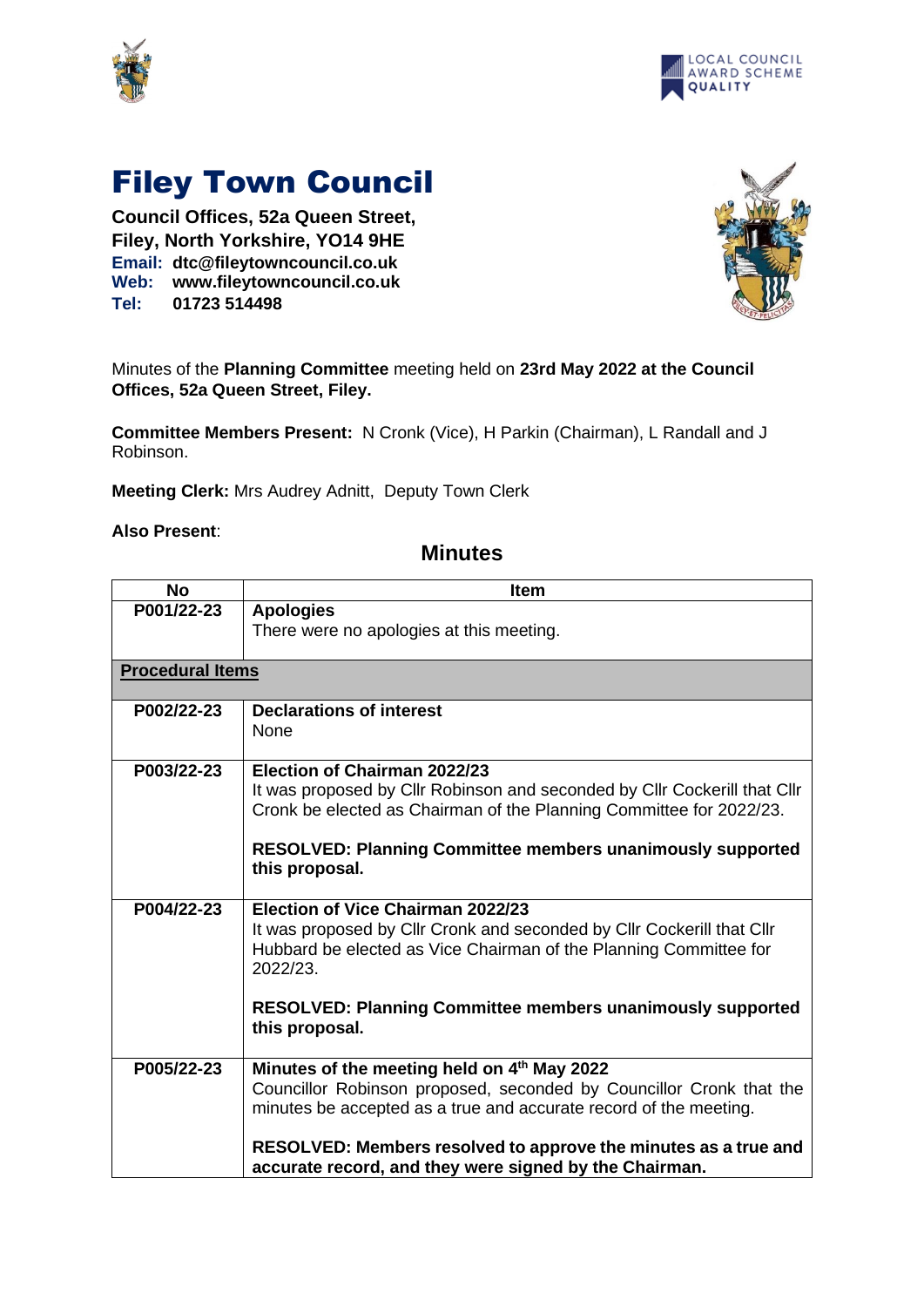# Filey Town Council

**Council Offices, 52a Queen Street,**
**Filey, North Yorkshire, YO14 9HE**
**Email: dtc@fileytowncouncil.co.uk**
**Web: www.fileytowncouncil.co.uk**
**Tel: 01723 514498**

Minutes of the **Planning Committee** meeting held on **23rd May 2022 at the Council Offices, 52a Queen Street, Filey.**

**Committee Members Present:** N Cronk (Vice), H Parkin (Chairman), L Randall and J Robinson.

**Meeting Clerk:** Mrs Audrey Adnitt, Deputy Town Clerk

**Also Present**:

## Minutes

| No | Item |
|---|---|
| P001/22-23 | **Apologies**<br>There were no apologies at this meeting. |
| **Procedural Items** | |
| P002/22-23 | **Declarations of interest**<br>None |
| P003/22-23 | **Election of Chairman 2022/23**<br>It was proposed by Cllr Robinson and seconded by Cllr Cockerill that Cllr Cronk be elected as Chairman of the Planning Committee for 2022/23.<br><br>**RESOLVED: Planning Committee members unanimously supported this proposal.** |
| P004/22-23 | **Election of Vice Chairman 2022/23**<br>It was proposed by Cllr Cronk and seconded by Cllr Cockerill that Cllr Hubbard be elected as Vice Chairman of the Planning Committee for 2022/23.<br><br>**RESOLVED: Planning Committee members unanimously supported this proposal.** |
| P005/22-23 | **Minutes of the meeting held on 4th May 2022**<br>Councillor Robinson proposed, seconded by Councillor Cronk that the minutes be accepted as a true and accurate record of the meeting.<br><br>**RESOLVED: Members resolved to approve the minutes as a true and accurate record, and they were signed by the Chairman.** |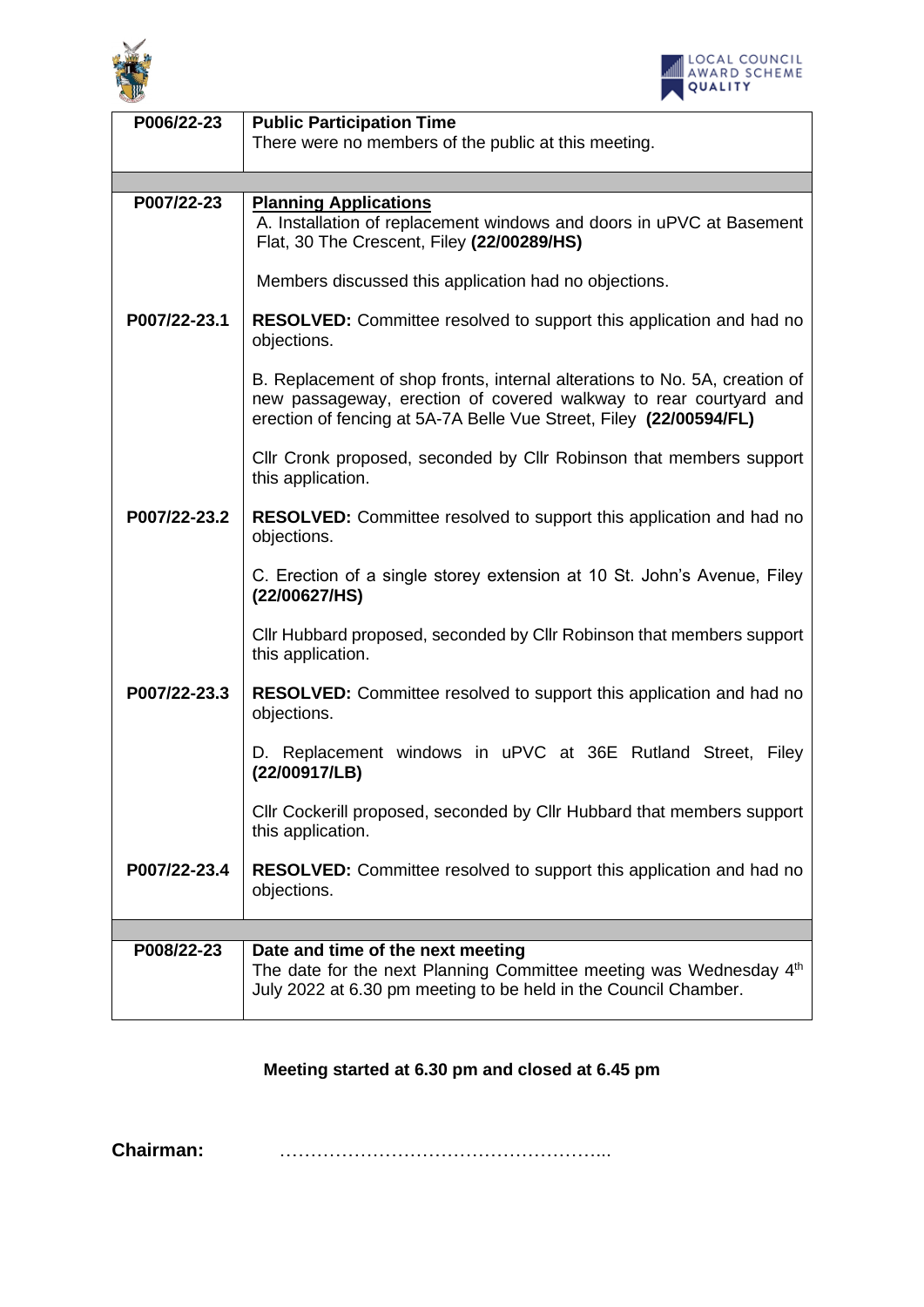| | |
|---|---|
| P006/22-23 | **Public Participation Time**<br>There were no members of the public at this meeting. |
| | |
| P007/22-23 | **Planning Applications**<br>A. Installation of replacement windows and doors in uPVC at Basement Flat, 30 The Crescent, Filey **(22/00289/HS)**<br><br>Members discussed this application had no objections. |
| P007/22-23.1 | **RESOLVED:** Committee resolved to support this application and had no objections.<br><br>B. Replacement of shop fronts, internal alterations to No. 5A, creation of new passageway, erection of covered walkway to rear courtyard and erection of fencing at 5A-7A Belle Vue Street, Filey **(22/00594/FL)**<br><br>Cllr Cronk proposed, seconded by Cllr Robinson that members support this application. |
| P007/22-23.2 | **RESOLVED:** Committee resolved to support this application and had no objections.<br><br>C. Erection of a single storey extension at 10 St. John's Avenue, Filey **(22/00627/HS)**<br><br>Cllr Hubbard proposed, seconded by Cllr Robinson that members support this application. |
| P007/22-23.3 | **RESOLVED:** Committee resolved to support this application and had no objections.<br><br>D. Replacement windows in uPVC at 36E Rutland Street, Filey **(22/00917/LB)**<br><br>Cllr Cockerill proposed, seconded by Cllr Hubbard that members support this application. |
| P007/22-23.4 | **RESOLVED:** Committee resolved to support this application and had no objections. |
| | |
| P008/22-23 | **Date and time of the next meeting**<br>The date for the next Planning Committee meeting was Wednesday 4th July 2022 at 6.30 pm meeting to be held in the Council Chamber. |

**Meeting started at 6.30 pm and closed at 6.45 pm**

**Chairman:** ……………………………………………...